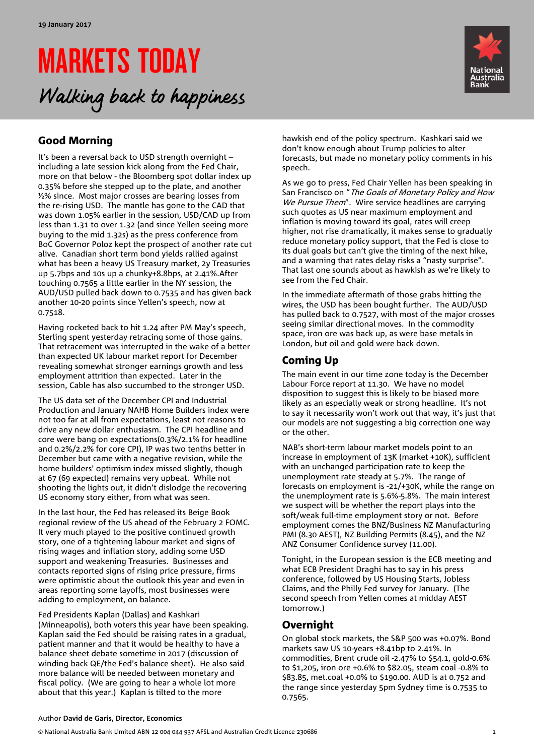19 January 2017

# MARKETS TODAY

*Walking back to happiness*

## Good Morning

It's been a reversal back to USD strength overnight – including a late session kick along from the Fed Chair, more on that below - the Bloomberg spot dollar index up 0.35% before she stepped up to the plate, and another ½% since. Most major crosses are bearing losses from the re-rising USD. The mantle has gone to the CAD that was down 1.05% earlier in the session, USD/CAD up from less than 1.31 to over 1.32 (and since Yellen seeing more buying to the mid 1.32s) as the press conference from BoC Governor Poloz kept the prospect of another rate cut alive. Canadian short term bond yields rallied against what has been a heavy US Treasury market, 2y Treasuries up 5.7bps and 10s up a chunky+8.8bps, at 2.41%.After touching 0.7565 a little earlier in the NY session, the AUD/USD pulled back down to 0.7535 and has given back another 10-20 points since Yellen's speech, now at 0.7518.

Having rocketed back to hit 1.24 after PM May's speech, Sterling spent yesterday retracing some of those gains. That retracement was interrupted in the wake of a better than expected UK labour market report for December revealing somewhat stronger earnings growth and less employment attrition than expected. Later in the session, Cable has also succumbed to the stronger USD.

The US data set of the December CPI and Industrial Production and January NAHB Home Builders index were not too far at all from expectations, least not reasons to drive any new dollar enthusiasm. The CPI headline and core were bang on expectations(0.3%/2.1% for headline and 0.2%/2.2% for core CPI), IP was two tenths better in December but came with a negative revision, while the home builders' optimism index missed slightly, though at 67 (69 expected) remains very upbeat. While not shooting the lights out, it didn't dislodge the recovering US economy story either, from what was seen.

In the last hour, the Fed has released its Beige Book regional review of the US ahead of the February 2 FOMC. It very much played to the positive continued growth story, one of a tightening labour market and signs of rising wages and inflation story, adding some USD support and weakening Treasuries. Businesses and contacts reported signs of rising price pressure, firms were optimistic about the outlook this year and even in areas reporting some layoffs, most businesses were adding to employment, on balance.

Fed Presidents Kaplan (Dallas) and Kashkari (Minneapolis), both voters this year have been speaking. Kaplan said the Fed should be raising rates in a gradual, patient manner and that it would be healthy to have a balance sheet debate sometime in 2017 (discussion of winding back QE/the Fed's balance sheet). He also said more balance will be needed between monetary and fiscal policy. (We are going to hear a whole lot more about that this year.) Kaplan is tilted to the more hawkish end of the policy spectrum. Kashkari said we don't know enough about Trump policies to alter forecasts, but made no monetary policy comments in his speech.

As we go to press, Fed Chair Yellen has been speaking in San Francisco on "*The Goals of Monetary Policy and How We Pursue Them*". Wire service headlines are carrying such quotes as US near maximum employment and inflation is moving toward its goal, rates will creep higher, not rise dramatically, it makes sense to gradually reduce monetary policy support, that the Fed is close to its dual goals but can't give the timing of the next hike, and a warning that rates delay risks a "nasty surprise". That last one sounds about as hawkish as we're likely to see from the Fed Chair.

In the immediate aftermath of those grabs hitting the wires, the USD has been bought further. The AUD/USD has pulled back to 0.7527, with most of the major crosses seeing similar directional moves. In the commodity space, iron ore was back up, as were base metals in London, but oil and gold were back down.

## Coming Up

The main event in our time zone today is the December Labour Force report at 11.30. We have no model disposition to suggest this is likely to be biased more likely as an especially weak or strong headline. It's not to say it necessarily won't work out that way, it's just that our models are not suggesting a big correction one way or the other.

NAB's short-term labour market models point to an increase in employment of 13K (market +10K), sufficient with an unchanged participation rate to keep the unemployment rate steady at 5.7%. The range of forecasts on employment is -21/+30K, while the range on the unemployment rate is 5.6%-5.8%. The main interest we suspect will be whether the report plays into the soft/weak full-time employment story or not. Before employment comes the BNZ/Business NZ Manufacturing PMI (8.30 AEST), NZ Building Permits (8.45), and the NZ ANZ Consumer Confidence survey (11.00).

Tonight, in the European session is the ECB meeting and what ECB President Draghi has to say in his press conference, followed by US Housing Starts, Jobless Claims, and the Philly Fed survey for January. (The second speech from Yellen comes at midday AEST tomorrow.)

## Overnight

On global stock markets, the S&P 500 was +0.07%. Bond markets saw US 10-years +8.41bp to 2.41%. In commodities, Brent crude oil -2.47% to $54.1, gold-0.6% to $1,205, iron ore +0.6% to $82.05, steam coal -0.8% to $83.85, met.coal +0.0% to $190.00. AUD is at 0.752 and the range since yesterday 5pm Sydney time is 0.7535 to 0.7565.

Author **David de Garis, Director, Economics**

© National Australia Bank Limited ABN 12 004 044 937 AFSL and Australian Credit Licence 230686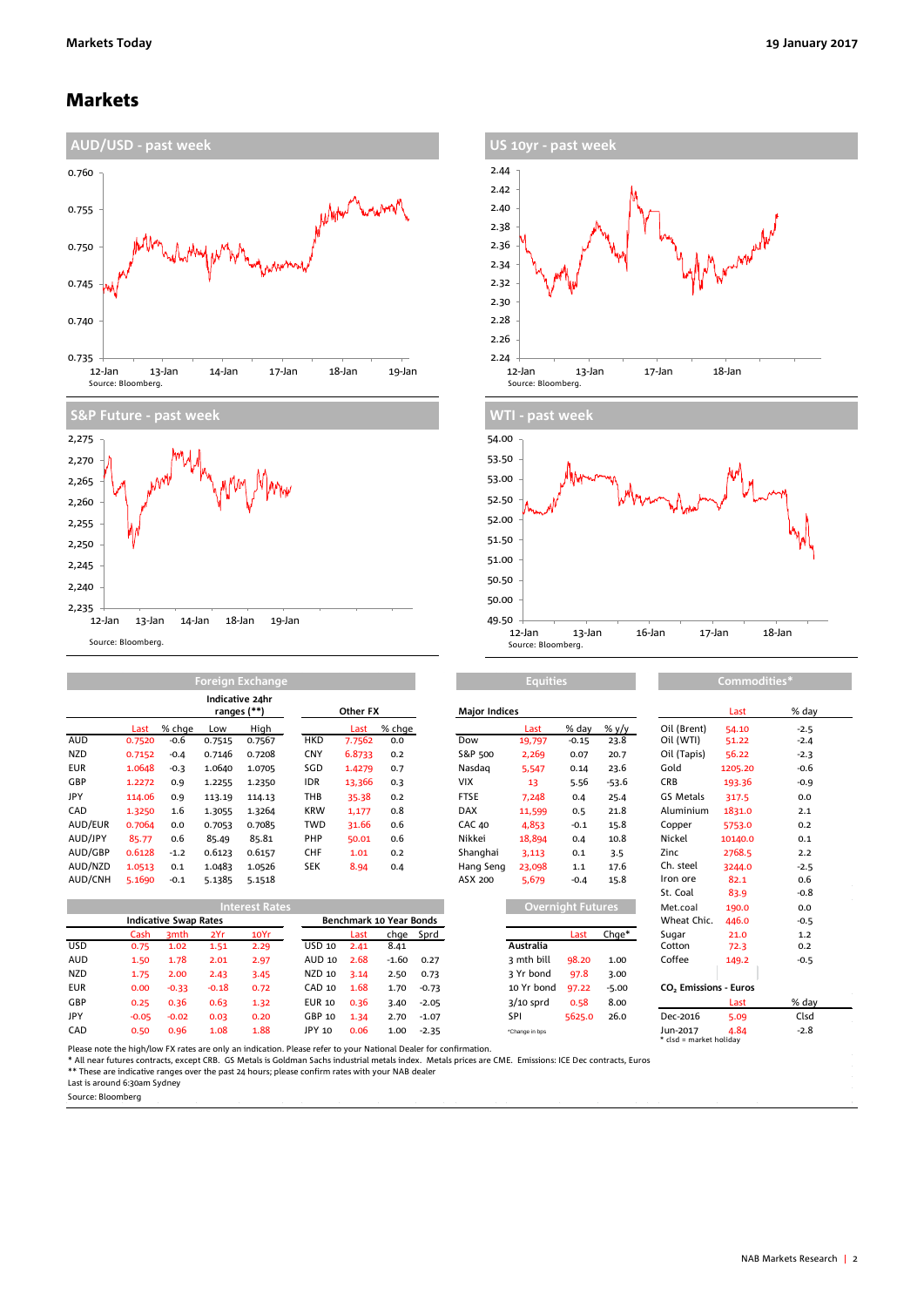# Markets

**AUD/USD - past week**

Source: Bloomberg.

**US 10yr - past week**

Source: Bloomberg.

**S&P Future - past week**

Source: Bloomberg.

**WTI - past week**

Source: Bloomberg.

**Foreign Exchange**

| | Last | % chge | Low | High |
|---|---|---|---|---|
| | | | Indicative 24hr ranges (**) | |
| AUD | 0.7520 | -0.6 | 0.7515 | 0.7567 |
| NZD | 0.7152 | -0.4 | 0.7146 | 0.7208 |
| EUR | 1.0648 | -0.3 | 1.0640 | 1.0705 |
| GBP | 1.2272 | 0.9 | 1.2255 | 1.2350 |
| JPY | 114.06 | 0.9 | 113.19 | 114.13 |
| CAD | 1.3250 | 1.6 | 1.3055 | 1.3264 |
| AUD/EUR | 0.7064 | 0.0 | 0.7053 | 0.7085 |
| AUD/JPY | 85.77 | 0.6 | 85.49 | 85.81 |
| AUD/GBP | 0.6128 | -1.2 | 0.6123 | 0.6157 |
| AUD/NZD | 1.0513 | 0.1 | 1.0483 | 1.0526 |
| AUD/CNH | 5.1690 | -0.1 | 5.1385 | 5.1518 |

**Other FX**

| | Last | % chge |
|---|---|---|
| HKD | 7.7562 | 0.0 |
| CNY | 6.8733 | 0.2 |
| SGD | 1.4279 | 0.7 |
| IDR | 13,366 | 0.3 |
| THB | 35.38 | 0.2 |
| KRW | 1,177 | 0.8 |
| TWD | 31.66 | 0.6 |
| PHP | 50.01 | 0.6 |
| CHF | 1.01 | 0.2 |
| SEK | 8.94 | 0.4 |

**Equities**

| Major Indices | Last | % day | % y/y |
|---|---|---|---|
| Dow | 19,797 | -0.15 | 23.8 |
| S&P 500 | 2,269 | 0.07 | 20.7 |
| Nasdaq | 5,547 | 0.14 | 23.6 |
| VIX | 13 | 5.56 | -53.6 |
| FTSE | 7,248 | 0.4 | 25.4 |
| DAX | 11,599 | 0.5 | 21.8 |
| CAC 40 | 4,853 | -0.1 | 15.8 |
| Nikkei | 18,894 | 0.4 | 10.8 |
| Shanghai | 3,113 | 0.1 | 3.5 |
| Hang Seng | 23,098 | 1.1 | 17.6 |
| ASX 200 | 5,679 | -0.4 | 15.8 |

**Commodities***

| | Last | % day |
|---|---|---|
| Oil (Brent) | 54.10 | -2.5 |
| Oil (WTI) | 51.22 | -2.4 |
| Oil (Tapis) | 56.22 | -2.3 |
| Gold | 1205.20 | -0.6 |
| CRB | 193.36 | -0.9 |
| GS Metals | 317.5 | 0.0 |
| Aluminium | 1831.0 | 2.1 |
| Copper | 5753.0 | 0.2 |
| Nickel | 10140.0 | 0.1 |
| Zinc | 2768.5 | 2.2 |
| Ch. steel | 3244.0 | -2.5 |
| Iron ore | 82.1 | 0.6 |
| St. Coal | 83.9 | -0.8 |
| Met.coal | 190.0 | 0.0 |
| Wheat Chic. | 446.0 | -0.5 |
| Sugar | 21.0 | 1.2 |
| Cotton | 72.3 | 0.2 |
| Coffee | 149.2 | -0.5 |

**$CO_2$ Emissions - Euros**

| | Last | % day |
|---|---|---|
| Dec-2016 | 5.09 | Clsd |
| Jun-2017 | 4.84 | -2.8 |

\* clsd = market holiday

**Interest Rates**

**Indicative Swap Rates**

| | Cash | 3mth | 2Yr | 10Yr |
|---|---|---|---|---|
| USD | 0.75 | 1.02 | 1.51 | 2.29 |
| AUD | 1.50 | 1.78 | 2.01 | 2.97 |
| NZD | 1.75 | 2.00 | 2.43 | 3.45 |
| EUR | 0.00 | -0.33 | -0.18 | 0.72 |
| GBP | 0.25 | 0.36 | 0.63 | 1.32 |
| JPY | -0.05 | -0.02 | 0.03 | 0.20 |
| CAD | 0.50 | 0.96 | 1.08 | 1.88 |

**Benchmark 10 Year Bonds**

| | Last | chge | Sprd |
|---|---|---|---|
| USD 10 | 2.41 | 8.41 | |
| AUD 10 | 2.68 | -1.60 | 0.27 |
| NZD 10 | 3.14 | 2.50 | 0.73 |
| CAD 10 | 1.68 | 1.70 | -0.73 |
| EUR 10 | 0.36 | 3.40 | -2.05 |
| GBP 10 | 1.34 | 2.70 | -1.07 |
| JPY 10 | 0.06 | 1.00 | -2.35 |

**Overnight Futures**

| | Last | Chge* |
|---|---|---|
| **Australia** | | |
| 3 mth bill | 98.20 | 1.00 |
| 3 Yr bond | 97.8 | 3.00 |
| 10 Yr bond | 97.22 | -5.00 |
| 3/10 sprd | 0.58 | 8.00 |
| SPI | 5625.0 | 26.0 |

*Change in bps

Please note the high/low FX rates are only an indication. Please refer to your National Dealer for confirmation.

\* All near futures contracts, except CRB. GS Metals is Goldman Sachs industrial metals index. Metals prices are CME. Emissions: ICE Dec contracts, Euros

\** These are indicative ranges over the past 24 hours; please confirm rates with your NAB dealer

Last is around 6:30am Sydney

Source: Bloomberg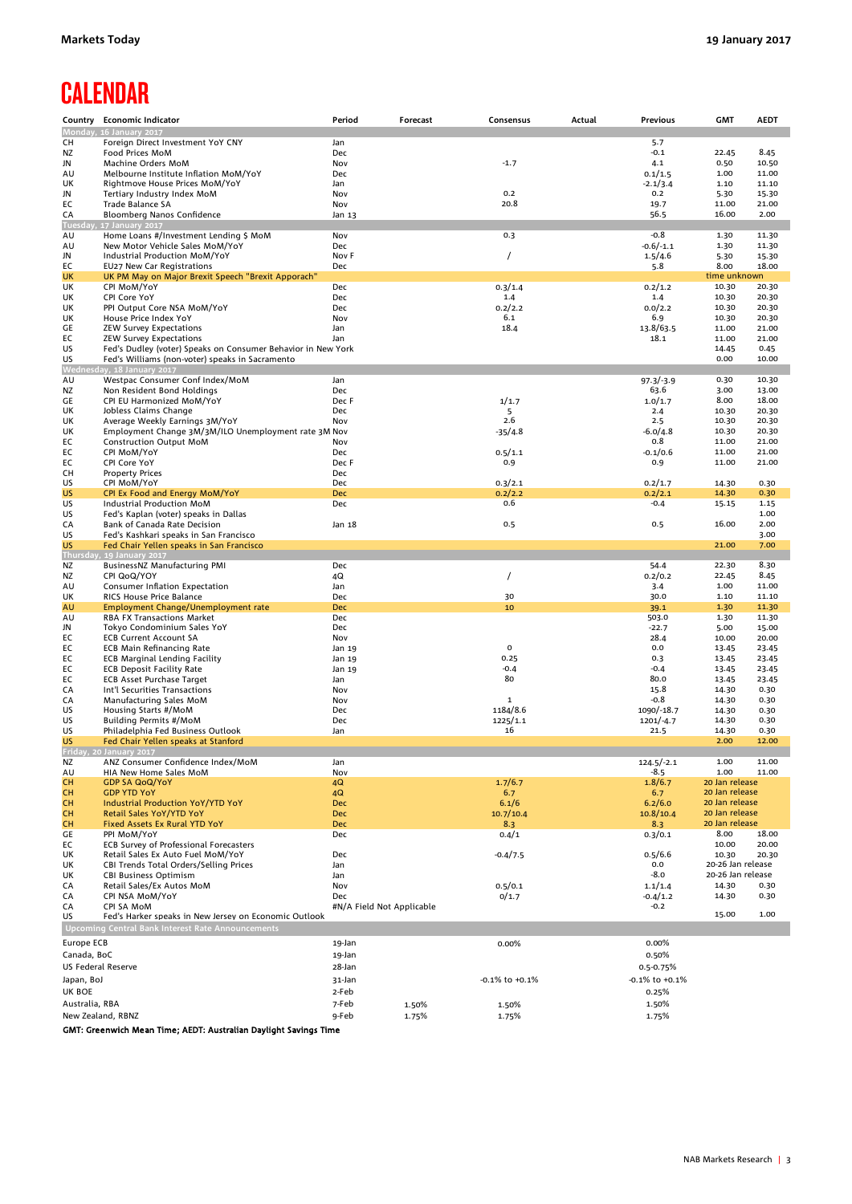# CALENDAR

| Country | Economic Indicator | Period | Forecast | Consensus | Actual | Previous | GMT | AEDT |
|---|---|---|---|---|---|---|---|---|
| **Monday, 16 January 2017** | | | | | | | | |
| CH | Foreign Direct Investment YoY CNY | Jan | | | | 5.7 | | |
| NZ | Food Prices MoM | Dec | | | | -0.1 | 22.45 | 8.45 |
| JN | Machine Orders MoM | Nov | | -1.7 | | 4.1 | 0.50 | 10.50 |
| AU | Melbourne Institute Inflation MoM/YoY | Dec | | | | 0.1/1.5 | 1.00 | 11.00 |
| UK | Rightmove House Prices MoM/YoY | Jan | | | | -2.1/3.4 | 1.10 | 11.10 |
| JN | Tertiary Industry Index MoM | Nov | | 0.2 | | 0.2 | 5.30 | 15.30 |
| EC | Trade Balance SA | Nov | | 20.8 | | 19.7 | 11.00 | 21.00 |
| CA | Bloomberg Nanos Confidence | Jan 13 | | | | 56.5 | 16.00 | 2.00 |
| **Tuesday, 17 January 2017** | | | | | | | | |
| AU | Home Loans #/Investment Lending $ MoM | Nov | | 0.3 | | -0.8 | 1.30 | 11.30 |
| AU | New Motor Vehicle Sales MoM/YoY | Dec | | | | -0.6/-1.1 | 1.30 | 11.30 |
| JN | Industrial Production MoM/YoY | Nov F | | / | | 1.5/4.6 | 5.30 | 15.30 |
| EC | EU27 New Car Registrations | Dec | | | | 5.8 | 8.00 | 18.00 |
| UK | UK PM May on Major Brexit Speech "Brexit Apporach" | | | | | | time unknown | |
| UK | CPI MoM/YoY | Dec | | 0.3/1.4 | | 0.2/1.2 | 10.30 | 20.30 |
| UK | CPI Core YoY | Dec | | 1.4 | | 1.4 | 10.30 | 20.30 |
| UK | PPI Output Core NSA MoM/YoY | Dec | | 0.2/2.2 | | 0.0/2.2 | 10.30 | 20.30 |
| UK | House Price Index YoY | Nov | | 6.1 | | 6.9 | 10.30 | 20.30 |
| GE | ZEW Survey Expectations | Jan | | 18.4 | | 13.8/63.5 | 11.00 | 21.00 |
| EC | ZEW Survey Expectations | Jan | | | | 18.1 | 11.00 | 21.00 |
| US | Fed's Dudley (voter) Speaks on Consumer Behavior in New York | | | | | | 14.45 | 0.45 |
| US | Fed's Williams (non-voter) speaks in Sacramento | | | | | | 0.00 | 10.00 |
| **Wednesday, 18 January 2017** | | | | | | | | |
| AU | Westpac Consumer Conf Index/MoM | Jan | | | | 97.3/-3.9 | 0.30 | 10.30 |
| NZ | Non Resident Bond Holdings | Dec | | | | 63.6 | 3.00 | 13.00 |
| GE | CPI EU Harmonized MoM/YoY | Dec F | | 1/1.7 | | 1.0/1.7 | 8.00 | 18.00 |
| UK | Jobless Claims Change | Dec | | 5 | | 2.4 | 10.30 | 20.30 |
| UK | Average Weekly Earnings 3M/YoY | Nov | | 2.6 | | 2.5 | 10.30 | 20.30 |
| UK | Employment Change 3M/3M/ILO Unemployment rate 3M | Nov | | -35/4.8 | | -6.0/4.8 | 10.30 | 20.30 |
| EC | Construction Output MoM | Nov | | | | 0.8 | 11.00 | 21.00 |
| EC | CPI MoM/YoY | Dec | | 0.5/1.1 | | -0.1/0.6 | 11.00 | 21.00 |
| EC | CPI Core YoY | Dec F | | 0.9 | | 0.9 | 11.00 | 21.00 |
| CH | Property Prices | Dec | | | | | | |
| US | CPI MoM/YoY | Dec | | 0.3/2.1 | | 0.2/1.7 | 14.30 | 0.30 |
| US | CPI Ex Food and Energy MoM/YoY | Dec | | 0.2/2.2 | | 0.2/2.1 | 14.30 | 0.30 |
| US | Industrial Production MoM | Dec | | 0.6 | | -0.4 | 15.15 | 1.15 |
| US | Fed's Kaplan (voter) speaks in Dallas | | | | | | | 1.00 |
| CA | Bank of Canada Rate Decision | Jan 18 | | 0.5 | | 0.5 | 16.00 | 2.00 |
| US | Fed's Kashkari speaks in San Francisco | | | | | | | 3.00 |
| US | Fed Chair Yellen speaks in San Francisco | | | | | | 21.00 | 7.00 |
| **Thursday, 19 January 2017** | | | | | | | | |
| NZ | BusinessNZ Manufacturing PMI | Dec | | | | 54.4 | 22.30 | 8.30 |
| NZ | CPI QoQ/YoY | 4Q | | / | | 0.2/0.2 | 22.45 | 8.45 |
| AU | Consumer Inflation Expectation | Jan | | | | 3.4 | 1.00 | 11.00 |
| UK | RICS House Price Balance | Dec | | 30 | | 30.0 | 1.10 | 11.10 |
| AU | Employment Change/Unemployment rate | Dec | | 10 | | 39.1 | 1.30 | 11.30 |
| AU | RBA FX Transactions Market | Dec | | | | 503.0 | 1.30 | 11.30 |
| JN | Tokyo Condominium Sales YoY | Dec | | | | -22.7 | 5.00 | 15.00 |
| EC | ECB Current Account SA | Nov | | | | 28.4 | 10.00 | 20.00 |
| EC | ECB Main Refinancing Rate | Jan 19 | | 0 | | 0.0 | 13.45 | 23.45 |
| EC | ECB Marginal Lending Facility | Jan 19 | | 0.25 | | 0.3 | 13.45 | 23.45 |
| EC | ECB Deposit Facility Rate | Jan 19 | | -0.4 | | -0.4 | 13.45 | 23.45 |
| EC | ECB Asset Purchase Target | Jan | | 80 | | 80.0 | 13.45 | 23.45 |
| CA | Int'l Securities Transactions | Nov | | | | 15.8 | 14.30 | 0.30 |
| CA | Manufacturing Sales MoM | Nov | | 1 | | -0.8 | 14.30 | 0.30 |
| US | Housing Starts #/MoM | Dec | | 1184/8.6 | | 1090/-18.7 | 14.30 | 0.30 |
| US | Building Permits #/MoM | Dec | | 1225/1.1 | | 1201/-4.7 | 14.30 | 0.30 |
| US | Philadelphia Fed Business Outlook | Jan | | 16 | | 21.5 | 14.30 | 0.30 |
| US | Fed Chair Yellen speaks at Stanford | | | | | | 2.00 | 12.00 |
| **Friday, 20 January 2017** | | | | | | | | |
| NZ | ANZ Consumer Confidence Index/MoM | Jan | | | | 124.5/-2.1 | 1.00 | 11.00 |
| AU | HIA New Home Sales MoM | Nov | | | | -8.5 | 1.00 | 11.00 |
| CH | GDP SA QoQ/YoY | 4Q | | 1.7/6.7 | | 1.8/6.7 | 20 Jan release | |
| CH | GDP YTD YoY | 4Q | | 6.7 | | 6.7 | 20 Jan release | |
| CH | Industrial Production YoY/YTD YoY | Dec | | 6.1/6 | | 6.2/6.0 | 20 Jan release | |
| CH | Retail Sales YoY/YTD YoY | Dec | | 10.7/10.4 | | 10.8/10.4 | 20 Jan release | |
| CH | Fixed Assets Ex Rural YTD YoY | Dec | | 8.3 | | 8.3 | 20 Jan release | |
| GE | PPI MoM/YoY | Dec | | 0.4/1 | | 0.3/0.1 | 8.00 | 18.00 |
| EC | ECB Survey of Professional Forecasters | | | | | | 10.00 | 20.00 |
| UK | Retail Sales Ex Auto Fuel MoM/YoY | Dec | | -0.4/7.5 | | 0.5/6.6 | 10.30 | 20.30 |
| UK | CBI Trends Total Orders/Selling Prices | Jan | | | | 0.0 | 20-26 Jan release | |
| UK | CBI Business Optimism | Jan | | | | -8.0 | 20-26 Jan release | |
| CA | Retail Sales/Ex Autos MoM | Nov | | 0.5/0.1 | | 1.1/1.4 | 14.30 | 0.30 |
| CA | CPI NSA MoM/YoY | Dec | | 0/1.7 | | -0.4/1.2 | 14.30 | 0.30 |
| CA | CPI SA MoM | #N/A Field Not Applicable | | | | -0.2 | | |
| US | Fed's Harker speaks in New Jersey on Economic Outlook | | | | | | 15.00 | 1.00 |
| **Upcoming Central Bank Interest Rate Announcements** | | | | | | | | |
| Europe ECB | | 19-Jan | | 0.00% | | 0.00% | | |
| Canada, BoC | | 19-Jan | | | | 0.50% | | |
| US Federal Reserve | | 28-Jan | | | | 0.5-0.75% | | |
| Japan, BoJ | | 31-Jan | | -0.1% to +0.1% | | -0.1% to +0.1% | | |
| UK BOE | | 2-Feb | | | | 0.25% | | |
| Australia, RBA | | 7-Feb | 1.50% | 1.50% | | 1.50% | | |
| New Zealand, RBNZ | | 9-Feb | 1.75% | 1.75% | | 1.75% | | |

**GMT: Greenwich Mean Time; AEDT: Australian Daylight Savings Time**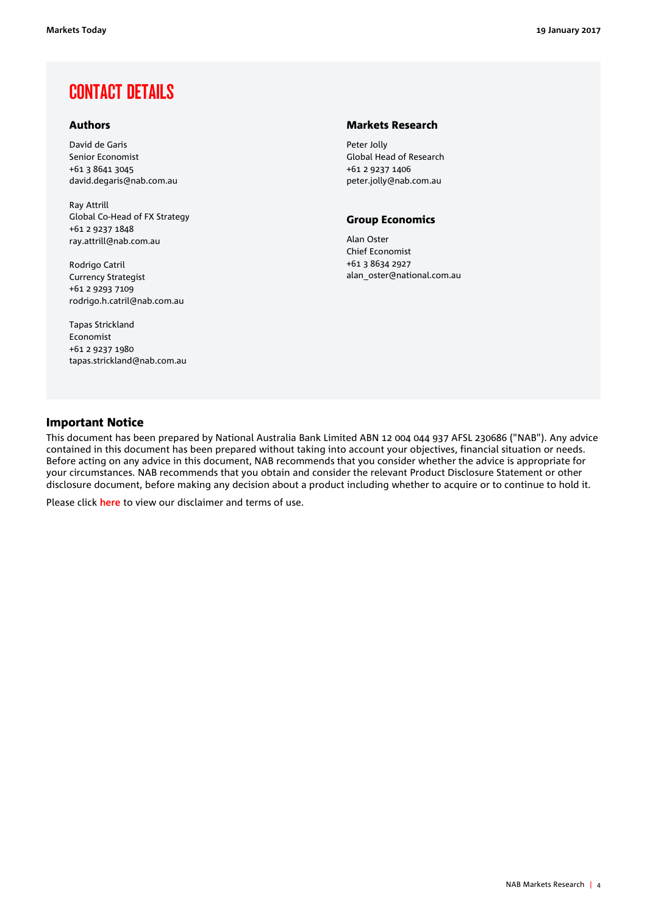# CONTACT DETAILS

### Authors

David de Garis
Senior Economist
+61 3 8641 3045
david.degaris@nab.com.au

Ray Attrill
Global Co-Head of FX Strategy
+61 2 9237 1848
ray.attrill@nab.com.au

Rodrigo Catril
Currency Strategist
+61 2 9293 7109
rodrigo.h.catril@nab.com.au

Tapas Strickland
Economist
+61 2 9237 1980
tapas.strickland@nab.com.au

### Markets Research

Peter Jolly
Global Head of Research
+61 2 9237 1406
peter.jolly@nab.com.au

### Group Economics

Alan Oster
Chief Economist
+61 3 8634 2927
alan_oster@national.com.au

## Important Notice

This document has been prepared by National Australia Bank Limited ABN 12 004 044 937 AFSL 230686 ("NAB"). Any advice contained in this document has been prepared without taking into account your objectives, financial situation or needs. Before acting on any advice in this document, NAB recommends that you consider whether the advice is appropriate for your circumstances. NAB recommends that you obtain and consider the relevant Product Disclosure Statement or other disclosure document, before making any decision about a product including whether to acquire or to continue to hold it.

Please click **here** to view our disclaimer and terms of use.